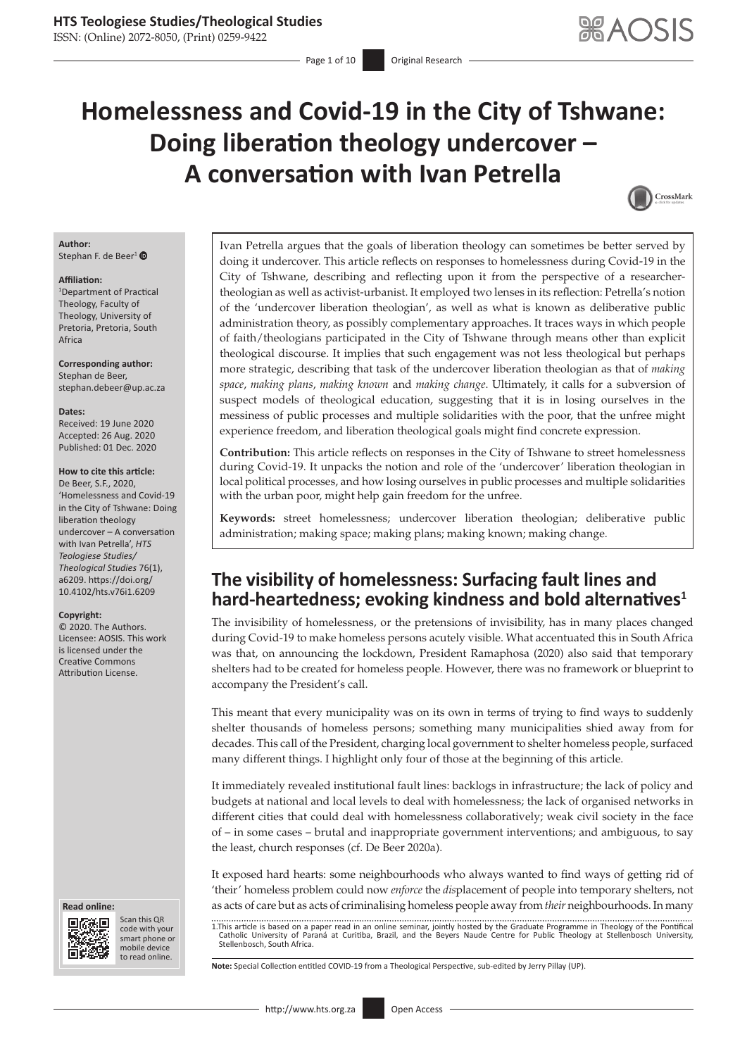# Homelessness and Covid-19 in the City of Tshwane: Doing liberation theology undercover – A conversation with Ivan Petrella

**Author:**
Stephan F. de Beer[1]

**Affiliation:**
[1]Department of Practical Theology, Faculty of Theology, University of Pretoria, Pretoria, South Africa

**Corresponding author:**
Stephan de Beer,
stephan.debeer@up.ac.za

**Dates:**
Received: 19 June 2020
Accepted: 26 Aug. 2020
Published: 01 Dec. 2020

**How to cite this article:**
De Beer, S.F., 2020, 'Homelessness and Covid-19 in the City of Tshwane: Doing liberation theology undercover – A conversation with Ivan Petrella', *HTS Teologiese Studies/Theological Studies* 76(1), a6209. https://doi.org/10.4102/hts.v76i1.6209

**Copyright:**
© 2020. The Authors. Licensee: AOSIS. This work is licensed under the Creative Commons Attribution License.

Ivan Petrella argues that the goals of liberation theology can sometimes be better served by doing it undercover. This article reflects on responses to homelessness during Covid-19 in the City of Tshwane, describing and reflecting upon it from the perspective of a researcher-theologian as well as activist-urbanist. It employed two lenses in its reflection: Petrella's notion of the 'undercover liberation theologian', as well as what is known as deliberative public administration theory, as possibly complementary approaches. It traces ways in which people of faith/theologians participated in the City of Tshwane through means other than explicit theological discourse. It implies that such engagement was not less theological but perhaps more strategic, describing that task of the undercover liberation theologian as that of *making space*, *making plans*, *making known* and *making change*. Ultimately, it calls for a subversion of suspect models of theological education, suggesting that it is in losing ourselves in the messiness of public processes and multiple solidarities with the poor, that the unfree might experience freedom, and liberation theological goals might find concrete expression.

**Contribution:** This article reflects on responses in the City of Tshwane to street homelessness during Covid-19. It unpacks the notion and role of the 'undercover' liberation theologian in local political processes, and how losing ourselves in public processes and multiple solidarities with the urban poor, might help gain freedom for the unfree.

**Keywords:** street homelessness; undercover liberation theologian; deliberative public administration; making space; making plans; making known; making change.

## The visibility of homelessness: Surfacing fault lines and hard-heartedness; evoking kindness and bold alternatives[1]

The invisibility of homelessness, or the pretensions of invisibility, has in many places changed during Covid-19 to make homeless persons acutely visible. What accentuated this in South Africa was that, on announcing the lockdown, President Ramaphosa (2020) also said that temporary shelters had to be created for homeless people. However, there was no framework or blueprint to accompany the President's call.

This meant that every municipality was on its own in terms of trying to find ways to suddenly shelter thousands of homeless persons; something many municipalities shied away from for decades. This call of the President, charging local government to shelter homeless people, surfaced many different things. I highlight only four of those at the beginning of this article.

It immediately revealed institutional fault lines: backlogs in infrastructure; the lack of policy and budgets at national and local levels to deal with homelessness; the lack of organised networks in different cities that could deal with homelessness collaboratively; weak civil society in the face of – in some cases – brutal and inappropriate government interventions; and ambiguous, to say the least, church responses (cf. De Beer 2020a).

It exposed hard hearts: some neighbourhoods who always wanted to find ways of getting rid of 'their' homeless problem could now *enforce* the *dis*placement of people into temporary shelters, not as acts of care but as acts of criminalising homeless people away from *their* neighbourhoods. In many

1.This article is based on a paper read in an online seminar, jointly hosted by the Graduate Programme in Theology of the Pontifical Catholic University of Paraná at Curitiba, Brazil, and the Beyers Naude Centre for Public Theology at Stellenbosch University, Stellenbosch, South Africa.

**Note:** Special Collection entitled COVID-19 from a Theological Perspective, sub-edited by Jerry Pillay (UP).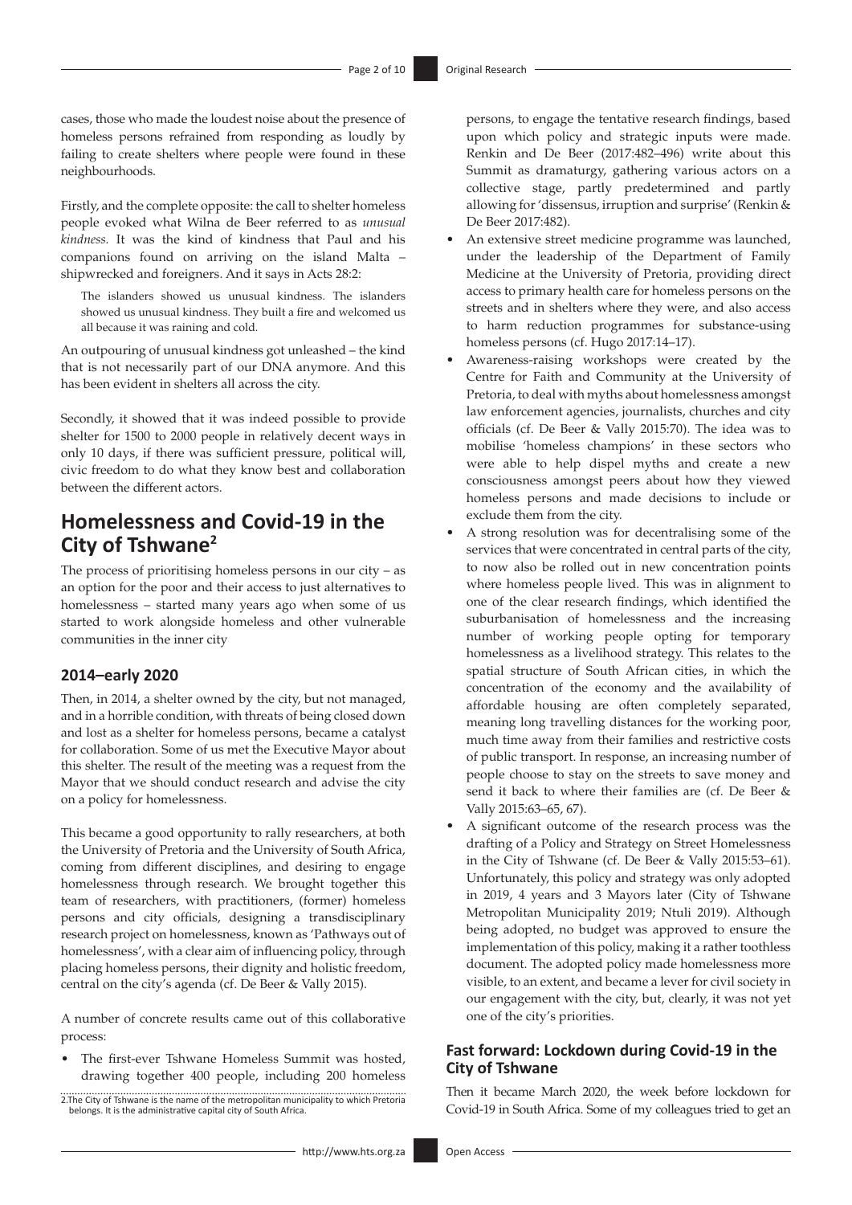cases, those who made the loudest noise about the presence of homeless persons refrained from responding as loudly by failing to create shelters where people were found in these neighbourhoods.

Firstly, and the complete opposite: the call to shelter homeless people evoked what Wilna de Beer referred to as *unusual kindness.* It was the kind of kindness that Paul and his companions found on arriving on the island Malta – shipwrecked and foreigners. And it says in Acts 28:2:

> The islanders showed us unusual kindness. The islanders showed us unusual kindness. They built a fire and welcomed us all because it was raining and cold.

An outpouring of unusual kindness got unleashed – the kind that is not necessarily part of our DNA anymore. And this has been evident in shelters all across the city.

Secondly, it showed that it was indeed possible to provide shelter for 1500 to 2000 people in relatively decent ways in only 10 days, if there was sufficient pressure, political will, civic freedom to do what they know best and collaboration between the different actors.

## Homelessness and Covid-19 in the City of Tshwane[2]

The process of prioritising homeless persons in our city – as an option for the poor and their access to just alternatives to homelessness – started many years ago when some of us started to work alongside homeless and other vulnerable communities in the inner city

### 2014–early 2020

Then, in 2014, a shelter owned by the city, but not managed, and in a horrible condition, with threats of being closed down and lost as a shelter for homeless persons, became a catalyst for collaboration. Some of us met the Executive Mayor about this shelter. The result of the meeting was a request from the Mayor that we should conduct research and advise the city on a policy for homelessness.

This became a good opportunity to rally researchers, at both the University of Pretoria and the University of South Africa, coming from different disciplines, and desiring to engage homelessness through research. We brought together this team of researchers, with practitioners, (former) homeless persons and city officials, designing a transdisciplinary research project on homelessness, known as 'Pathways out of homelessness', with a clear aim of influencing policy, through placing homeless persons, their dignity and holistic freedom, central on the city's agenda (cf. De Beer & Vally 2015).

A number of concrete results came out of this collaborative process:

- The first-ever Tshwane Homeless Summit was hosted, drawing together 400 people, including 200 homeless persons, to engage the tentative research findings, based upon which policy and strategic inputs were made. Renkin and De Beer (2017:482–496) write about this Summit as dramaturgy, gathering various actors on a collective stage, partly predetermined and partly allowing for 'dissensus, irruption and surprise' (Renkin & De Beer 2017:482).
- An extensive street medicine programme was launched, under the leadership of the Department of Family Medicine at the University of Pretoria, providing direct access to primary health care for homeless persons on the streets and in shelters where they were, and also access to harm reduction programmes for substance-using homeless persons (cf. Hugo 2017:14–17).
- Awareness-raising workshops were created by the Centre for Faith and Community at the University of Pretoria, to deal with myths about homelessness amongst law enforcement agencies, journalists, churches and city officials (cf. De Beer & Vally 2015:70). The idea was to mobilise 'homeless champions' in these sectors who were able to help dispel myths and create a new consciousness amongst peers about how they viewed homeless persons and made decisions to include or exclude them from the city.
- A strong resolution was for decentralising some of the services that were concentrated in central parts of the city, to now also be rolled out in new concentration points where homeless people lived. This was in alignment to one of the clear research findings, which identified the suburbanisation of homelessness and the increasing number of working people opting for temporary homelessness as a livelihood strategy. This relates to the spatial structure of South African cities, in which the concentration of the economy and the availability of affordable housing are often completely separated, meaning long travelling distances for the working poor, much time away from their families and restrictive costs of public transport. In response, an increasing number of people choose to stay on the streets to save money and send it back to where their families are (cf. De Beer & Vally 2015:63–65, 67).
- A significant outcome of the research process was the drafting of a Policy and Strategy on Street Homelessness in the City of Tshwane (cf. De Beer & Vally 2015:53–61). Unfortunately, this policy and strategy was only adopted in 2019, 4 years and 3 Mayors later (City of Tshwane Metropolitan Municipality 2019; Ntuli 2019). Although being adopted, no budget was approved to ensure the implementation of this policy, making it a rather toothless document. The adopted policy made homelessness more visible, to an extent, and became a lever for civil society in our engagement with the city, but, clearly, it was not yet one of the city's priorities.

### Fast forward: Lockdown during Covid-19 in the City of Tshwane

Then it became March 2020, the week before lockdown for Covid-19 in South Africa. Some of my colleagues tried to get an

2.The City of Tshwane is the name of the metropolitan municipality to which Pretoria belongs. It is the administrative capital city of South Africa.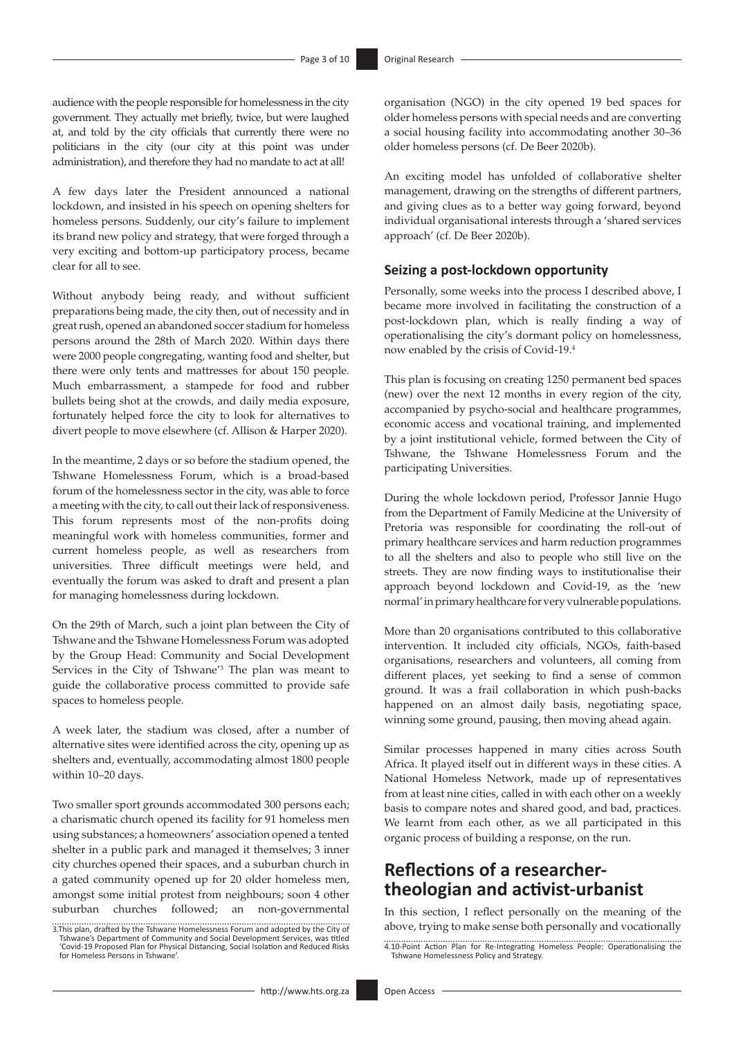audience with the people responsible for homelessness in the city government. They actually met briefly, twice, but were laughed at, and told by the city officials that currently there were no politicians in the city (our city at this point was under administration), and therefore they had no mandate to act at all!

A few days later the President announced a national lockdown, and insisted in his speech on opening shelters for homeless persons. Suddenly, our city's failure to implement its brand new policy and strategy, that were forged through a very exciting and bottom-up participatory process, became clear for all to see.

Without anybody being ready, and without sufficient preparations being made, the city then, out of necessity and in great rush, opened an abandoned soccer stadium for homeless persons around the 28th of March 2020. Within days there were 2000 people congregating, wanting food and shelter, but there were only tents and mattresses for about 150 people. Much embarrassment, a stampede for food and rubber bullets being shot at the crowds, and daily media exposure, fortunately helped force the city to look for alternatives to divert people to move elsewhere (cf. Allison & Harper 2020).

In the meantime, 2 days or so before the stadium opened, the Tshwane Homelessness Forum, which is a broad-based forum of the homelessness sector in the city, was able to force a meeting with the city, to call out their lack of responsiveness. This forum represents most of the non-profits doing meaningful work with homeless communities, former and current homeless people, as well as researchers from universities. Three difficult meetings were held, and eventually the forum was asked to draft and present a plan for managing homelessness during lockdown.

On the 29th of March, such a joint plan between the City of Tshwane and the Tshwane Homelessness Forum was adopted by the Group Head: Community and Social Development Services in the City of Tshwane'[3] The plan was meant to guide the collaborative process committed to provide safe spaces to homeless people.

A week later, the stadium was closed, after a number of alternative sites were identified across the city, opening up as shelters and, eventually, accommodating almost 1800 people within 10–20 days.

Two smaller sport grounds accommodated 300 persons each; a charismatic church opened its facility for 91 homeless men using substances; a homeowners' association opened a tented shelter in a public park and managed it themselves; 3 inner city churches opened their spaces, and a suburban church in a gated community opened up for 20 older homeless men, amongst some initial protest from neighbours; soon 4 other suburban churches followed; an non-governmental organisation (NGO) in the city opened 19 bed spaces for older homeless persons with special needs and are converting a social housing facility into accommodating another 30–36 older homeless persons (cf. De Beer 2020b).

An exciting model has unfolded of collaborative shelter management, drawing on the strengths of different partners, and giving clues as to a better way going forward, beyond individual organisational interests through a 'shared services approach' (cf. De Beer 2020b).

### Seizing a post-lockdown opportunity

Personally, some weeks into the process I described above, I became more involved in facilitating the construction of a post-lockdown plan, which is really finding a way of operationalising the city's dormant policy on homelessness, now enabled by the crisis of Covid-19.[4]

This plan is focusing on creating 1250 permanent bed spaces (new) over the next 12 months in every region of the city, accompanied by psycho-social and healthcare programmes, economic access and vocational training, and implemented by a joint institutional vehicle, formed between the City of Tshwane, the Tshwane Homelessness Forum and the participating Universities.

During the whole lockdown period, Professor Jannie Hugo from the Department of Family Medicine at the University of Pretoria was responsible for coordinating the roll-out of primary healthcare services and harm reduction programmes to all the shelters and also to people who still live on the streets. They are now finding ways to institutionalise their approach beyond lockdown and Covid-19, as the 'new normal' in primary healthcare for very vulnerable populations.

More than 20 organisations contributed to this collaborative intervention. It included city officials, NGOs, faith-based organisations, researchers and volunteers, all coming from different places, yet seeking to find a sense of common ground. It was a frail collaboration in which push-backs happened on an almost daily basis, negotiating space, winning some ground, pausing, then moving ahead again.

Similar processes happened in many cities across South Africa. It played itself out in different ways in these cities. A National Homeless Network, made up of representatives from at least nine cities, called in with each other on a weekly basis to compare notes and shared good, and bad, practices. We learnt from each other, as we all participated in this organic process of building a response, on the run.

## Reflections of a researcher-theologian and activist-urbanist

In this section, I reflect personally on the meaning of the above, trying to make sense both personally and vocationally

3.This plan, drafted by the Tshwane Homelessness Forum and adopted by the City of Tshwane's Department of Community and Social Development Services, was titled 'Covid-19 Proposed Plan for Physical Distancing, Social Isolation and Reduced Risks for Homeless Persons in Tshwane'.

4.10-Point Action Plan for Re-Integrating Homeless People: Operationalising the Tshwane Homelessness Policy and Strategy.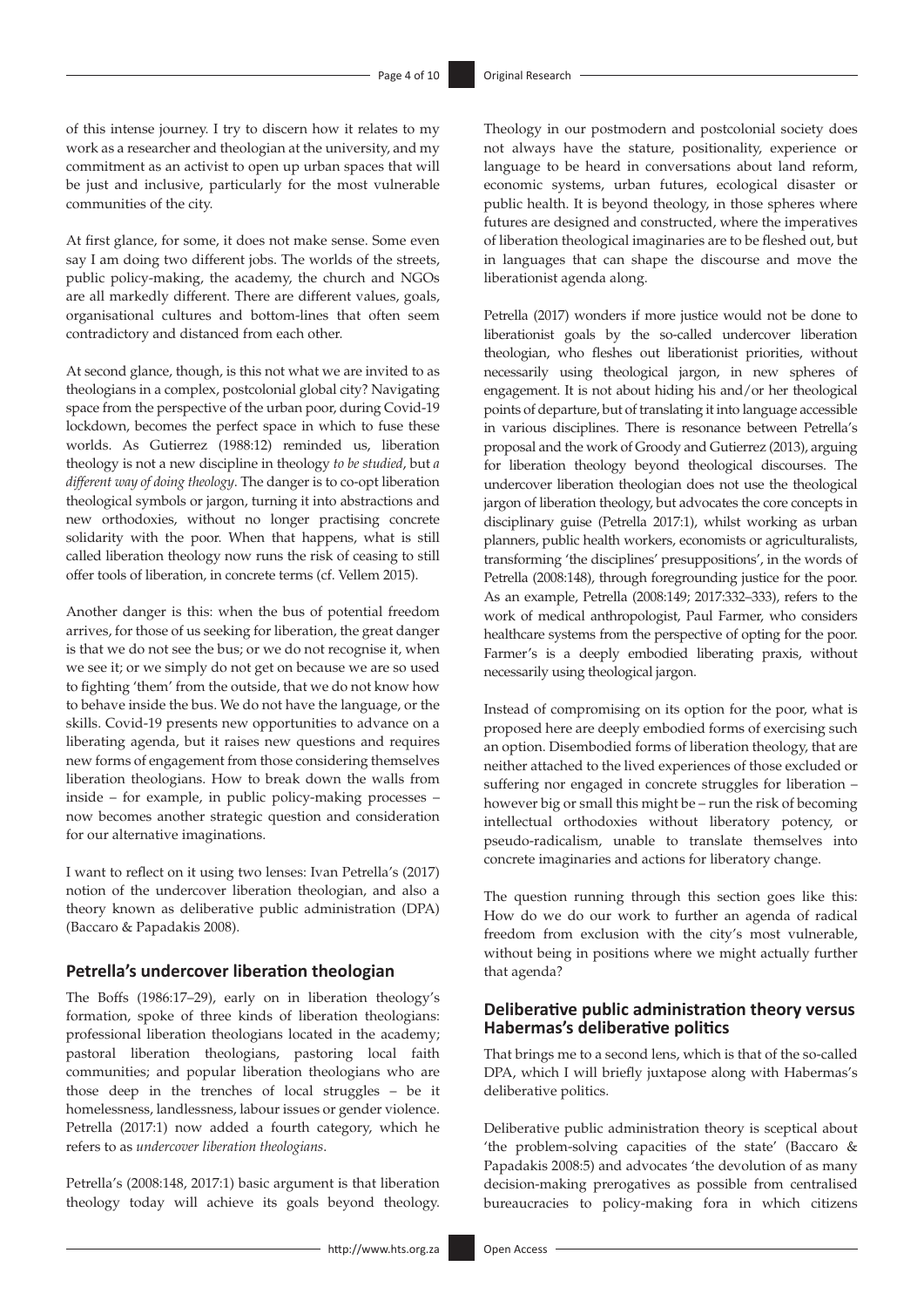of this intense journey. I try to discern how it relates to my work as a researcher and theologian at the university, and my commitment as an activist to open up urban spaces that will be just and inclusive, particularly for the most vulnerable communities of the city.

At first glance, for some, it does not make sense. Some even say I am doing two different jobs. The worlds of the streets, public policy-making, the academy, the church and NGOs are all markedly different. There are different values, goals, organisational cultures and bottom-lines that often seem contradictory and distanced from each other.

At second glance, though, is this not what we are invited to as theologians in a complex, postcolonial global city? Navigating space from the perspective of the urban poor, during Covid-19 lockdown, becomes the perfect space in which to fuse these worlds. As Gutierrez (1988:12) reminded us, liberation theology is not a new discipline in theology *to be studied*, but *a different way of doing theology*. The danger is to co-opt liberation theological symbols or jargon, turning it into abstractions and new orthodoxies, without no longer practising concrete solidarity with the poor. When that happens, what is still called liberation theology now runs the risk of ceasing to still offer tools of liberation, in concrete terms (cf. Vellem 2015).

Another danger is this: when the bus of potential freedom arrives, for those of us seeking for liberation, the great danger is that we do not see the bus; or we do not recognise it, when we see it; or we simply do not get on because we are so used to fighting 'them' from the outside, that we do not know how to behave inside the bus. We do not have the language, or the skills. Covid-19 presents new opportunities to advance on a liberating agenda, but it raises new questions and requires new forms of engagement from those considering themselves liberation theologians. How to break down the walls from inside – for example, in public policy-making processes – now becomes another strategic question and consideration for our alternative imaginations.

I want to reflect on it using two lenses: Ivan Petrella's (2017) notion of the undercover liberation theologian, and also a theory known as deliberative public administration (DPA) (Baccaro & Papadakis 2008).

## Petrella's undercover liberation theologian

The Boffs (1986:17–29), early on in liberation theology's formation, spoke of three kinds of liberation theologians: professional liberation theologians located in the academy; pastoral liberation theologians, pastoring local faith communities; and popular liberation theologians who are those deep in the trenches of local struggles – be it homelessness, landlessness, labour issues or gender violence. Petrella (2017:1) now added a fourth category, which he refers to as *undercover liberation theologians*.

Petrella's (2008:148, 2017:1) basic argument is that liberation theology today will achieve its goals beyond theology. Theology in our postmodern and postcolonial society does not always have the stature, positionality, experience or language to be heard in conversations about land reform, economic systems, urban futures, ecological disaster or public health. It is beyond theology, in those spheres where futures are designed and constructed, where the imperatives of liberation theological imaginaries are to be fleshed out, but in languages that can shape the discourse and move the liberationist agenda along.

Petrella (2017) wonders if more justice would not be done to liberationist goals by the so-called undercover liberation theologian, who fleshes out liberationist priorities, without necessarily using theological jargon, in new spheres of engagement. It is not about hiding his and/or her theological points of departure, but of translating it into language accessible in various disciplines. There is resonance between Petrella's proposal and the work of Groody and Gutierrez (2013), arguing for liberation theology beyond theological discourses. The undercover liberation theologian does not use the theological jargon of liberation theology, but advocates the core concepts in disciplinary guise (Petrella 2017:1), whilst working as urban planners, public health workers, economists or agriculturalists, transforming 'the disciplines' presuppositions', in the words of Petrella (2008:148), through foregrounding justice for the poor. As an example, Petrella (2008:149; 2017:332–333), refers to the work of medical anthropologist, Paul Farmer, who considers healthcare systems from the perspective of opting for the poor. Farmer's is a deeply embodied liberating praxis, without necessarily using theological jargon.

Instead of compromising on its option for the poor, what is proposed here are deeply embodied forms of exercising such an option. Disembodied forms of liberation theology, that are neither attached to the lived experiences of those excluded or suffering nor engaged in concrete struggles for liberation – however big or small this might be – run the risk of becoming intellectual orthodoxies without liberatory potency, or pseudo-radicalism, unable to translate themselves into concrete imaginaries and actions for liberatory change.

The question running through this section goes like this: How do we do our work to further an agenda of radical freedom from exclusion with the city's most vulnerable, without being in positions where we might actually further that agenda?

## Deliberative public administration theory versus Habermas's deliberative politics

That brings me to a second lens, which is that of the so-called DPA, which I will briefly juxtapose along with Habermas's deliberative politics.

Deliberative public administration theory is sceptical about 'the problem-solving capacities of the state' (Baccaro & Papadakis 2008:5) and advocates 'the devolution of as many decision-making prerogatives as possible from centralised bureaucracies to policy-making fora in which citizens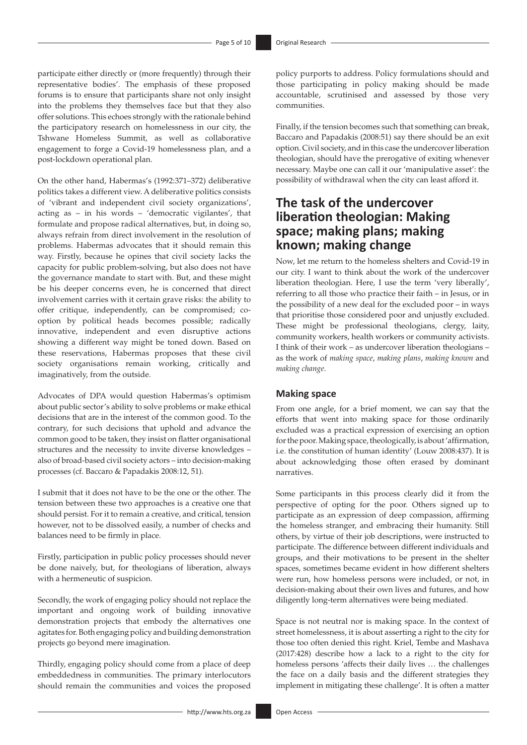participate either directly or (more frequently) through their representative bodies'. The emphasis of these proposed forums is to ensure that participants share not only insight into the problems they themselves face but that they also offer solutions. This echoes strongly with the rationale behind the participatory research on homelessness in our city, the Tshwane Homeless Summit, as well as collaborative engagement to forge a Covid-19 homelessness plan, and a post-lockdown operational plan.

On the other hand, Habermas's (1992:371–372) deliberative politics takes a different view. A deliberative politics consists of 'vibrant and independent civil society organizations', acting as – in his words – 'democratic vigilantes', that formulate and propose radical alternatives, but, in doing so, always refrain from direct involvement in the resolution of problems. Habermas advocates that it should remain this way. Firstly, because he opines that civil society lacks the capacity for public problem-solving, but also does not have the governance mandate to start with. But, and these might be his deeper concerns even, he is concerned that direct involvement carries with it certain grave risks: the ability to offer critique, independently, can be compromised; co-option by political heads becomes possible; radically innovative, independent and even disruptive actions showing a different way might be toned down. Based on these reservations, Habermas proposes that these civil society organisations remain working, critically and imaginatively, from the outside.

Advocates of DPA would question Habermas's optimism about public sector's ability to solve problems or make ethical decisions that are in the interest of the common good. To the contrary, for such decisions that uphold and advance the common good to be taken, they insist on flatter organisational structures and the necessity to invite diverse knowledges – also of broad-based civil society actors – into decision-making processes (cf. Baccaro & Papadakis 2008:12, 51).

I submit that it does not have to be the one or the other. The tension between these two approaches is a creative one that should persist. For it to remain a creative, and critical, tension however, not to be dissolved easily, a number of checks and balances need to be firmly in place.

Firstly, participation in public policy processes should never be done naively, but, for theologians of liberation, always with a hermeneutic of suspicion.

Secondly, the work of engaging policy should not replace the important and ongoing work of building innovative demonstration projects that embody the alternatives one agitates for. Both engaging policy and building demonstration projects go beyond mere imagination.

Thirdly, engaging policy should come from a place of deep embeddedness in communities. The primary interlocutors should remain the communities and voices the proposed policy purports to address. Policy formulations should and those participating in policy making should be made accountable, scrutinised and assessed by those very communities.

Finally, if the tension becomes such that something can break, Baccaro and Papadakis (2008:51) say there should be an exit option. Civil society, and in this case the undercover liberation theologian, should have the prerogative of exiting whenever necessary. Maybe one can call it our 'manipulative asset': the possibility of withdrawal when the city can least afford it.

## The task of the undercover liberation theologian: Making space; making plans; making known; making change

Now, let me return to the homeless shelters and Covid-19 in our city. I want to think about the work of the undercover liberation theologian. Here, I use the term 'very liberally', referring to all those who practice their faith – in Jesus, or in the possibility of a new deal for the excluded poor – in ways that prioritise those considered poor and unjustly excluded. These might be professional theologians, clergy, laity, community workers, health workers or community activists. I think of their work – as undercover liberation theologians – as the work of *making space*, *making plans*, *making known* and *making change*.

### Making space

From one angle, for a brief moment, we can say that the efforts that went into making space for those ordinarily excluded was a practical expression of exercising an option for the poor. Making space, theologically, is about 'affirmation, i.e. the constitution of human identity' (Louw 2008:437). It is about acknowledging those often erased by dominant narratives.

Some participants in this process clearly did it from the perspective of opting for the poor. Others signed up to participate as an expression of deep compassion, affirming the homeless stranger, and embracing their humanity. Still others, by virtue of their job descriptions, were instructed to participate. The difference between different individuals and groups, and their motivations to be present in the shelter spaces, sometimes became evident in how different shelters were run, how homeless persons were included, or not, in decision-making about their own lives and futures, and how diligently long-term alternatives were being mediated.

Space is not neutral nor is making space. In the context of street homelessness, it is about asserting a right to the city for those too often denied this right. Kriel, Tembe and Mashava (2017:428) describe how a lack to a right to the city for homeless persons 'affects their daily lives … the challenges the face on a daily basis and the different strategies they implement in mitigating these challenge'. It is often a matter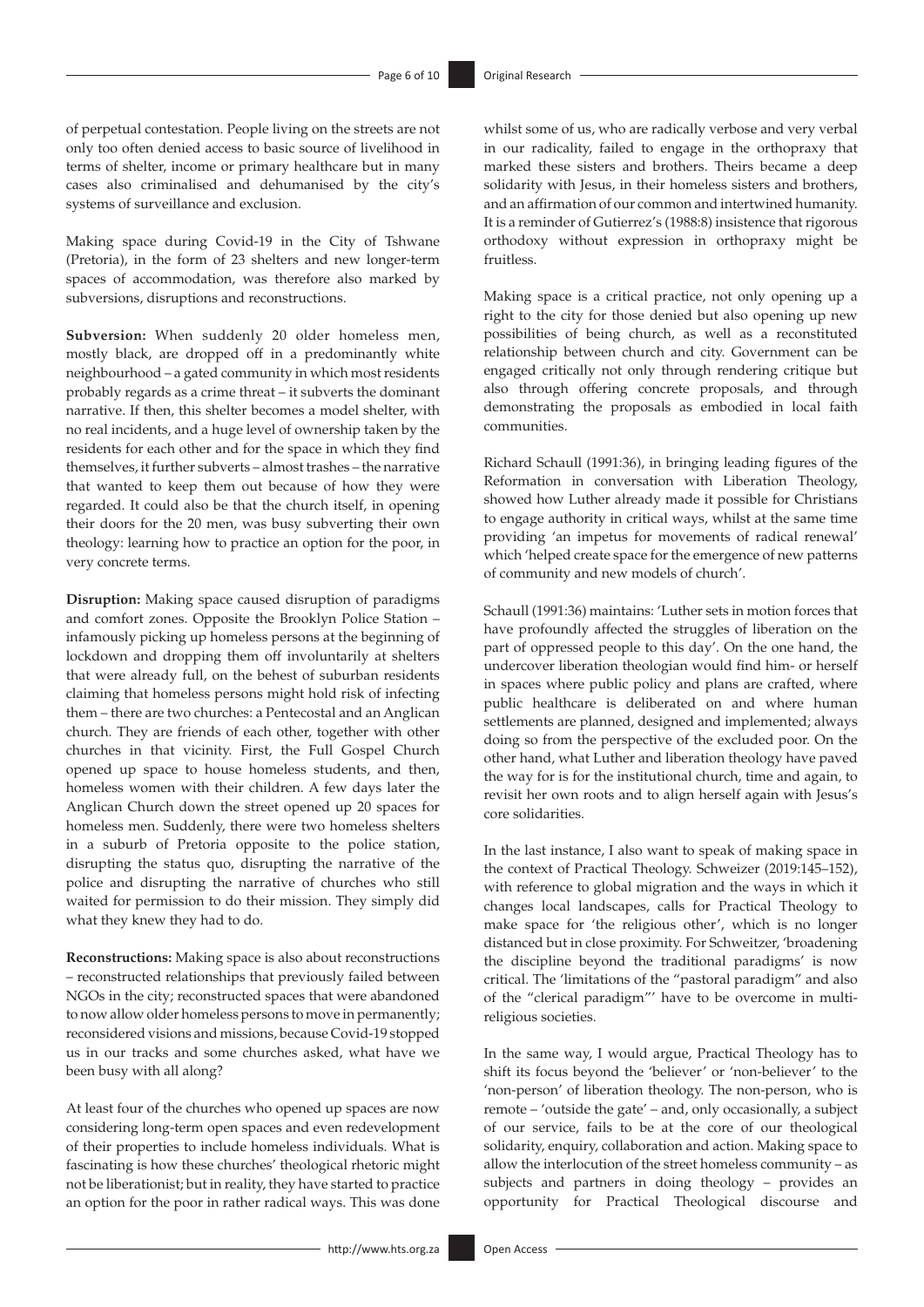of perpetual contestation. People living on the streets are not only too often denied access to basic source of livelihood in terms of shelter, income or primary healthcare but in many cases also criminalised and dehumanised by the city's systems of surveillance and exclusion.

Making space during Covid-19 in the City of Tshwane (Pretoria), in the form of 23 shelters and new longer-term spaces of accommodation, was therefore also marked by subversions, disruptions and reconstructions.

**Subversion:** When suddenly 20 older homeless men, mostly black, are dropped off in a predominantly white neighbourhood – a gated community in which most residents probably regards as a crime threat – it subverts the dominant narrative. If then, this shelter becomes a model shelter, with no real incidents, and a huge level of ownership taken by the residents for each other and for the space in which they find themselves, it further subverts – almost trashes – the narrative that wanted to keep them out because of how they were regarded. It could also be that the church itself, in opening their doors for the 20 men, was busy subverting their own theology: learning how to practice an option for the poor, in very concrete terms.

**Disruption:** Making space caused disruption of paradigms and comfort zones. Opposite the Brooklyn Police Station – infamously picking up homeless persons at the beginning of lockdown and dropping them off involuntarily at shelters that were already full, on the behest of suburban residents claiming that homeless persons might hold risk of infecting them – there are two churches: a Pentecostal and an Anglican church. They are friends of each other, together with other churches in that vicinity. First, the Full Gospel Church opened up space to house homeless students, and then, homeless women with their children. A few days later the Anglican Church down the street opened up 20 spaces for homeless men. Suddenly, there were two homeless shelters in a suburb of Pretoria opposite to the police station, disrupting the status quo, disrupting the narrative of the police and disrupting the narrative of churches who still waited for permission to do their mission. They simply did what they knew they had to do.

**Reconstructions:** Making space is also about reconstructions – reconstructed relationships that previously failed between NGOs in the city; reconstructed spaces that were abandoned to now allow older homeless persons to move in permanently; reconsidered visions and missions, because Covid-19 stopped us in our tracks and some churches asked, what have we been busy with all along?

At least four of the churches who opened up spaces are now considering long-term open spaces and even redevelopment of their properties to include homeless individuals. What is fascinating is how these churches' theological rhetoric might not be liberationist; but in reality, they have started to practice an option for the poor in rather radical ways. This was done whilst some of us, who are radically verbose and very verbal in our radicality, failed to engage in the orthopraxy that marked these sisters and brothers. Theirs became a deep solidarity with Jesus, in their homeless sisters and brothers, and an affirmation of our common and intertwined humanity. It is a reminder of Gutierrez's (1988:8) insistence that rigorous orthodoxy without expression in orthopraxy might be fruitless.

Making space is a critical practice, not only opening up a right to the city for those denied but also opening up new possibilities of being church, as well as a reconstituted relationship between church and city. Government can be engaged critically not only through rendering critique but also through offering concrete proposals, and through demonstrating the proposals as embodied in local faith communities.

Richard Schaull (1991:36), in bringing leading figures of the Reformation in conversation with Liberation Theology, showed how Luther already made it possible for Christians to engage authority in critical ways, whilst at the same time providing 'an impetus for movements of radical renewal' which 'helped create space for the emergence of new patterns of community and new models of church'.

Schaull (1991:36) maintains: 'Luther sets in motion forces that have profoundly affected the struggles of liberation on the part of oppressed people to this day'. On the one hand, the undercover liberation theologian would find him- or herself in spaces where public policy and plans are crafted, where public healthcare is deliberated on and where human settlements are planned, designed and implemented; always doing so from the perspective of the excluded poor. On the other hand, what Luther and liberation theology have paved the way for is for the institutional church, time and again, to revisit her own roots and to align herself again with Jesus's core solidarities.

In the last instance, I also want to speak of making space in the context of Practical Theology. Schweizer (2019:145–152), with reference to global migration and the ways in which it changes local landscapes, calls for Practical Theology to make space for 'the religious other', which is no longer distanced but in close proximity. For Schweitzer, 'broadening the discipline beyond the traditional paradigms' is now critical. The 'limitations of the "pastoral paradigm" and also of the "clerical paradigm"' have to be overcome in multi-religious societies.

In the same way, I would argue, Practical Theology has to shift its focus beyond the 'believer' or 'non-believer' to the 'non-person' of liberation theology. The non-person, who is remote – 'outside the gate' – and, only occasionally, a subject of our service, fails to be at the core of our theological solidarity, enquiry, collaboration and action. Making space to allow the interlocution of the street homeless community – as subjects and partners in doing theology – provides an opportunity for Practical Theological discourse and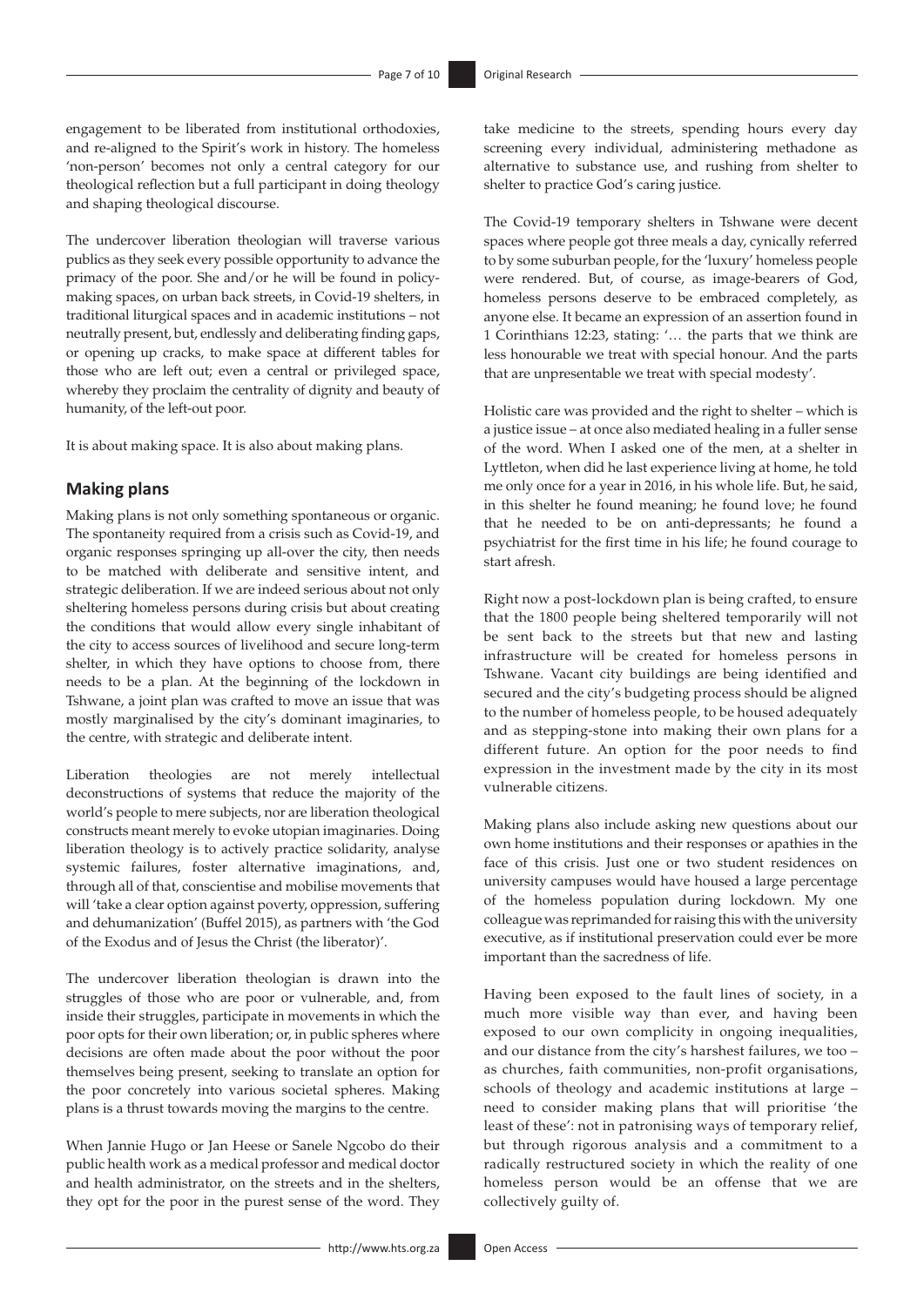engagement to be liberated from institutional orthodoxies, and re-aligned to the Spirit's work in history. The homeless 'non-person' becomes not only a central category for our theological reflection but a full participant in doing theology and shaping theological discourse.

The undercover liberation theologian will traverse various publics as they seek every possible opportunity to advance the primacy of the poor. She and/or he will be found in policy-making spaces, on urban back streets, in Covid-19 shelters, in traditional liturgical spaces and in academic institutions – not neutrally present, but, endlessly and deliberating finding gaps, or opening up cracks, to make space at different tables for those who are left out; even a central or privileged space, whereby they proclaim the centrality of dignity and beauty of humanity, of the left-out poor.

It is about making space. It is also about making plans.

## Making plans

Making plans is not only something spontaneous or organic. The spontaneity required from a crisis such as Covid-19, and organic responses springing up all-over the city, then needs to be matched with deliberate and sensitive intent, and strategic deliberation. If we are indeed serious about not only sheltering homeless persons during crisis but about creating the conditions that would allow every single inhabitant of the city to access sources of livelihood and secure long-term shelter, in which they have options to choose from, there needs to be a plan. At the beginning of the lockdown in Tshwane, a joint plan was crafted to move an issue that was mostly marginalised by the city's dominant imaginaries, to the centre, with strategic and deliberate intent.

Liberation theologies are not merely intellectual deconstructions of systems that reduce the majority of the world's people to mere subjects, nor are liberation theological constructs meant merely to evoke utopian imaginaries. Doing liberation theology is to actively practice solidarity, analyse systemic failures, foster alternative imaginations, and, through all of that, conscientise and mobilise movements that will 'take a clear option against poverty, oppression, suffering and dehumanization' (Buffel 2015), as partners with 'the God of the Exodus and of Jesus the Christ (the liberator)'.

The undercover liberation theologian is drawn into the struggles of those who are poor or vulnerable, and, from inside their struggles, participate in movements in which the poor opts for their own liberation; or, in public spheres where decisions are often made about the poor without the poor themselves being present, seeking to translate an option for the poor concretely into various societal spheres. Making plans is a thrust towards moving the margins to the centre.

When Jannie Hugo or Jan Heese or Sanele Ngcobo do their public health work as a medical professor and medical doctor and health administrator, on the streets and in the shelters, they opt for the poor in the purest sense of the word. They take medicine to the streets, spending hours every day screening every individual, administering methadone as alternative to substance use, and rushing from shelter to shelter to practice God's caring justice.

The Covid-19 temporary shelters in Tshwane were decent spaces where people got three meals a day, cynically referred to by some suburban people, for the 'luxury' homeless people were rendered. But, of course, as image-bearers of God, homeless persons deserve to be embraced completely, as anyone else. It became an expression of an assertion found in 1 Corinthians 12:23, stating: '… the parts that we think are less honourable we treat with special honour. And the parts that are unpresentable we treat with special modesty'.

Holistic care was provided and the right to shelter – which is a justice issue – at once also mediated healing in a fuller sense of the word. When I asked one of the men, at a shelter in Lyttleton, when did he last experience living at home, he told me only once for a year in 2016, in his whole life. But, he said, in this shelter he found meaning; he found love; he found that he needed to be on anti-depressants; he found a psychiatrist for the first time in his life; he found courage to start afresh.

Right now a post-lockdown plan is being crafted, to ensure that the 1800 people being sheltered temporarily will not be sent back to the streets but that new and lasting infrastructure will be created for homeless persons in Tshwane. Vacant city buildings are being identified and secured and the city's budgeting process should be aligned to the number of homeless people, to be housed adequately and as stepping-stone into making their own plans for a different future. An option for the poor needs to find expression in the investment made by the city in its most vulnerable citizens.

Making plans also include asking new questions about our own home institutions and their responses or apathies in the face of this crisis. Just one or two student residences on university campuses would have housed a large percentage of the homeless population during lockdown. My one colleague was reprimanded for raising this with the university executive, as if institutional preservation could ever be more important than the sacredness of life.

Having been exposed to the fault lines of society, in a much more visible way than ever, and having been exposed to our own complicity in ongoing inequalities, and our distance from the city's harshest failures, we too – as churches, faith communities, non-profit organisations, schools of theology and academic institutions at large – need to consider making plans that will prioritise 'the least of these': not in patronising ways of temporary relief, but through rigorous analysis and a commitment to a radically restructured society in which the reality of one homeless person would be an offense that we are collectively guilty of.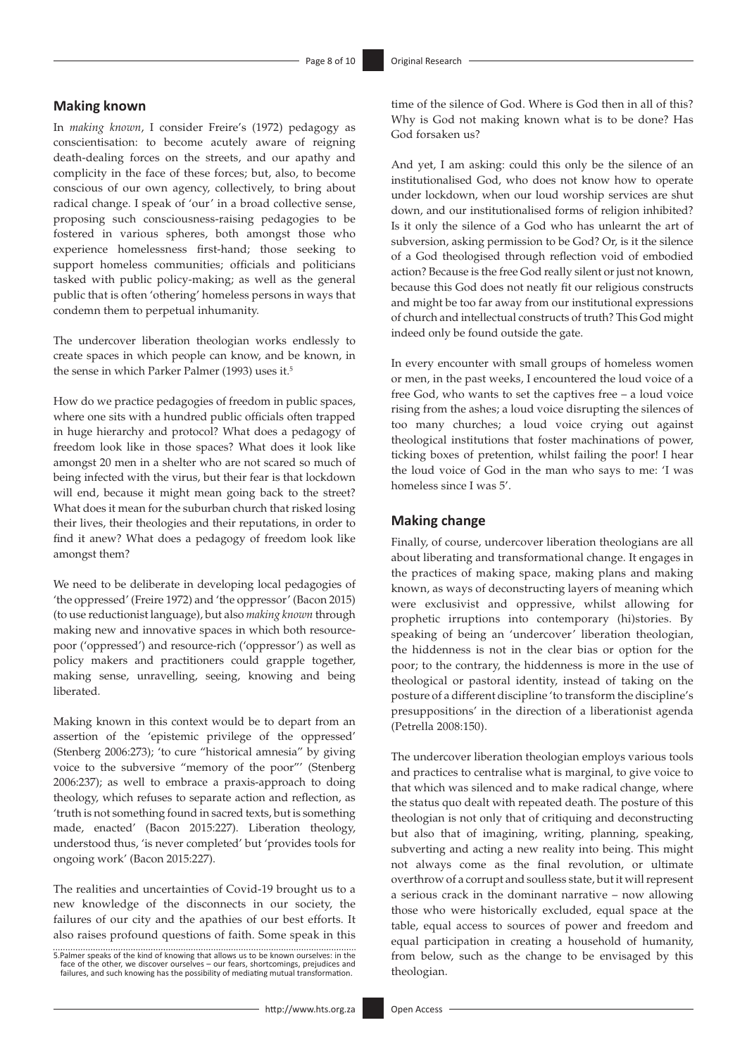## Making known

In *making known*, I consider Freire's (1972) pedagogy as conscientisation: to become acutely aware of reigning death-dealing forces on the streets, and our apathy and complicity in the face of these forces; but, also, to become conscious of our own agency, collectively, to bring about radical change. I speak of 'our' in a broad collective sense, proposing such consciousness-raising pedagogies to be fostered in various spheres, both amongst those who experience homelessness first-hand; those seeking to support homeless communities; officials and politicians tasked with public policy-making; as well as the general public that is often 'othering' homeless persons in ways that condemn them to perpetual inhumanity.

The undercover liberation theologian works endlessly to create spaces in which people can know, and be known, in the sense in which Parker Palmer (1993) uses it.[5]

How do we practice pedagogies of freedom in public spaces, where one sits with a hundred public officials often trapped in huge hierarchy and protocol? What does a pedagogy of freedom look like in those spaces? What does it look like amongst 20 men in a shelter who are not scared so much of being infected with the virus, but their fear is that lockdown will end, because it might mean going back to the street? What does it mean for the suburban church that risked losing their lives, their theologies and their reputations, in order to find it anew? What does a pedagogy of freedom look like amongst them?

We need to be deliberate in developing local pedagogies of 'the oppressed' (Freire 1972) and 'the oppressor' (Bacon 2015) (to use reductionist language), but also *making known* through making new and innovative spaces in which both resource-poor ('oppressed') and resource-rich ('oppressor') as well as policy makers and practitioners could grapple together, making sense, unravelling, seeing, knowing and being liberated.

Making known in this context would be to depart from an assertion of the 'epistemic privilege of the oppressed' (Stenberg 2006:273); 'to cure "historical amnesia" by giving voice to the subversive "memory of the poor"' (Stenberg 2006:237); as well to embrace a praxis-approach to doing theology, which refuses to separate action and reflection, as 'truth is not something found in sacred texts, but is something made, enacted' (Bacon 2015:227). Liberation theology, understood thus, 'is never completed' but 'provides tools for ongoing work' (Bacon 2015:227).

The realities and uncertainties of Covid-19 brought us to a new knowledge of the disconnects in our society, the failures of our city and the apathies of our best efforts. It also raises profound questions of faith. Some speak in this time of the silence of God. Where is God then in all of this? Why is God not making known what is to be done? Has God forsaken us?

And yet, I am asking: could this only be the silence of an institutionalised God, who does not know how to operate under lockdown, when our loud worship services are shut down, and our institutionalised forms of religion inhibited? Is it only the silence of a God who has unlearnt the art of subversion, asking permission to be God? Or, is it the silence of a God theologised through reflection void of embodied action? Because is the free God really silent or just not known, because this God does not neatly fit our religious constructs and might be too far away from our institutional expressions of church and intellectual constructs of truth? This God might indeed only be found outside the gate.

In every encounter with small groups of homeless women or men, in the past weeks, I encountered the loud voice of a free God, who wants to set the captives free – a loud voice rising from the ashes; a loud voice disrupting the silences of too many churches; a loud voice crying out against theological institutions that foster machinations of power, ticking boxes of pretention, whilst failing the poor! I hear the loud voice of God in the man who says to me: 'I was homeless since I was 5'.

## Making change

Finally, of course, undercover liberation theologians are all about liberating and transformational change. It engages in the practices of making space, making plans and making known, as ways of deconstructing layers of meaning which were exclusivist and oppressive, whilst allowing for prophetic irruptions into contemporary (hi)stories. By speaking of being an 'undercover' liberation theologian, the hiddenness is not in the clear bias or option for the poor; to the contrary, the hiddenness is more in the use of theological or pastoral identity, instead of taking on the posture of a different discipline 'to transform the discipline's presuppositions' in the direction of a liberationist agenda (Petrella 2008:150).

The undercover liberation theologian employs various tools and practices to centralise what is marginal, to give voice to that which was silenced and to make radical change, where the status quo dealt with repeated death. The posture of this theologian is not only that of critiquing and deconstructing but also that of imagining, writing, planning, speaking, subverting and acting a new reality into being. This might not always come as the final revolution, or ultimate overthrow of a corrupt and soulless state, but it will represent a serious crack in the dominant narrative – now allowing those who were historically excluded, equal space at the table, equal access to sources of power and freedom and equal participation in creating a household of humanity, from below, such as the change to be envisaged by this theologian.

5. Palmer speaks of the kind of knowing that allows us to be known ourselves: in the face of the other, we discover ourselves – our fears, shortcomings, prejudices and failures, and such knowing has the possibility of mediating mutual transformation.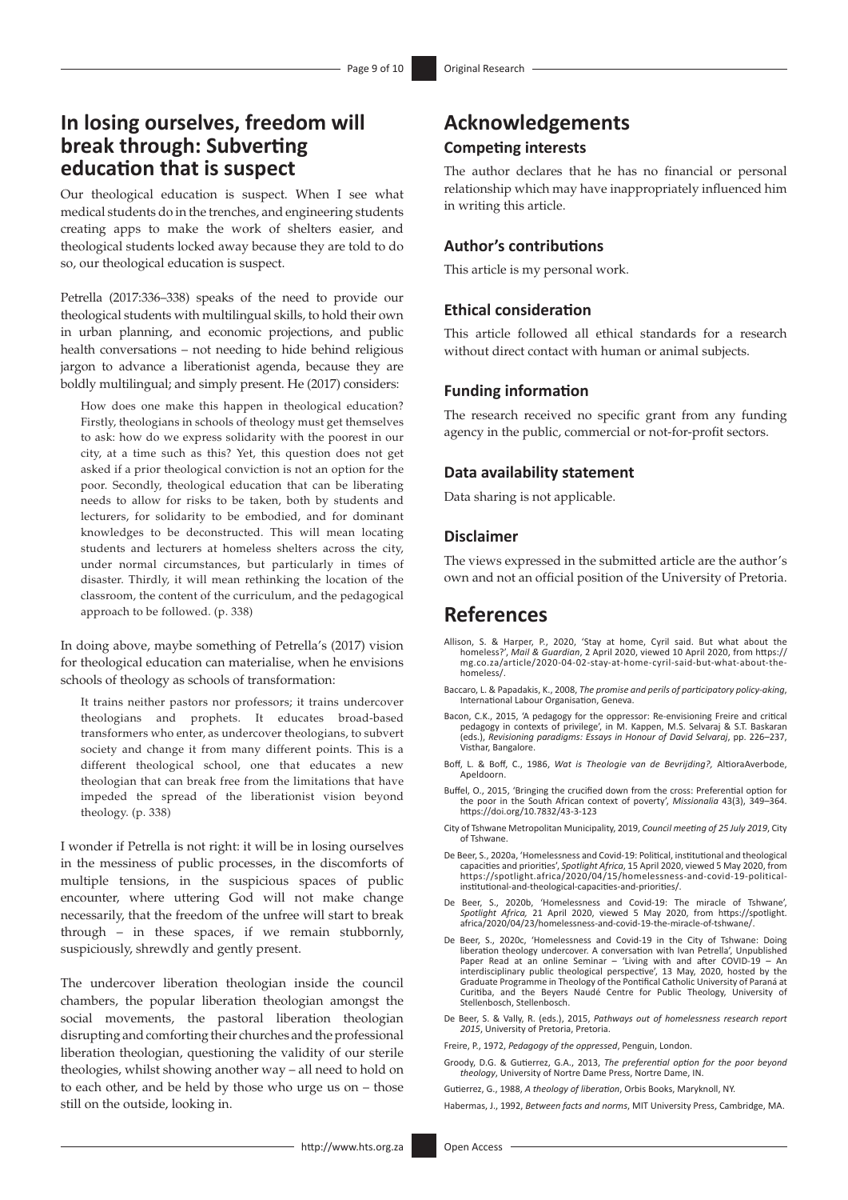## In losing ourselves, freedom will break through: Subverting education that is suspect

Our theological education is suspect. When I see what medical students do in the trenches, and engineering students creating apps to make the work of shelters easier, and theological students locked away because they are told to do so, our theological education is suspect.

Petrella (2017:336–338) speaks of the need to provide our theological students with multilingual skills, to hold their own in urban planning, and economic projections, and public health conversations – not needing to hide behind religious jargon to advance a liberationist agenda, because they are boldly multilingual; and simply present. He (2017) considers:

> How does one make this happen in theological education? Firstly, theologians in schools of theology must get themselves to ask: how do we express solidarity with the poorest in our city, at a time such as this? Yet, this question does not get asked if a prior theological conviction is not an option for the poor. Secondly, theological education that can be liberating needs to allow for risks to be taken, both by students and lecturers, for solidarity to be embodied, and for dominant knowledges to be deconstructed. This will mean locating students and lecturers at homeless shelters across the city, under normal circumstances, but particularly in times of disaster. Thirdly, it will mean rethinking the location of the classroom, the content of the curriculum, and the pedagogical approach to be followed. (p. 338)

In doing above, maybe something of Petrella's (2017) vision for theological education can materialise, when he envisions schools of theology as schools of transformation:

> It trains neither pastors nor professors; it trains undercover theologians and prophets. It educates broad-based transformers who enter, as undercover theologians, to subvert society and change it from many different points. This is a different theological school, one that educates a new theologian that can break free from the limitations that have impeded the spread of the liberationist vision beyond theology. (p. 338)

I wonder if Petrella is not right: it will be in losing ourselves in the messiness of public processes, in the discomforts of multiple tensions, in the suspicious spaces of public encounter, where uttering God will not make change necessarily, that the freedom of the unfree will start to break through – in these spaces, if we remain stubbornly, suspiciously, shrewdly and gently present.

The undercover liberation theologian inside the council chambers, the popular liberation theologian amongst the social movements, the pastoral liberation theologian disrupting and comforting their churches and the professional liberation theologian, questioning the validity of our sterile theologies, whilst showing another way – all need to hold on to each other, and be held by those who urge us on – those still on the outside, looking in.

## Acknowledgements

### Competing interests

The author declares that he has no financial or personal relationship which may have inappropriately influenced him in writing this article.

### Author's contributions

This article is my personal work.

### Ethical consideration

This article followed all ethical standards for a research without direct contact with human or animal subjects.

### Funding information

The research received no specific grant from any funding agency in the public, commercial or not-for-profit sectors.

### Data availability statement

Data sharing is not applicable.

### Disclaimer

The views expressed in the submitted article are the author's own and not an official position of the University of Pretoria.

## References

Allison, S. & Harper, P., 2020, 'Stay at home, Cyril said. But what about the homeless?', *Mail & Guardian*, 2 April 2020, viewed 10 April 2020, from https://mg.co.za/article/2020-04-02-stay-at-home-cyril-said-but-what-about-the-homeless/.

Baccaro, L. & Papadakis, K., 2008, *The promise and perils of participatory policy-aking*, International Labour Organisation, Geneva.

Bacon, C.K., 2015, 'A pedagogy for the oppressor: Re-envisioning Freire and critical pedagogy in contexts of privilege', in M. Kappen, M.S. Selvaraj & S.T. Baskaran (eds.), *Revisioning paradigms: Essays in Honour of David Selvaraj*, pp. 226–237, Visthar, Bangalore.

Boff, L. & Boff, C., 1986, *Wat is Theologie van de Bevrijding?*, AltioraAverbode, Apeldoorn.

Buffel, O., 2015, 'Bringing the crucified down from the cross: Preferential option for the poor in the South African context of poverty', *Missionalia* 43(3), 349–364. https://doi.org/10.7832/43-3-123

City of Tshwane Metropolitan Municipality, 2019, *Council meeting of 25 July 2019*, City of Tshwane.

De Beer, S., 2020a, 'Homelessness and Covid-19: Political, institutional and theological capacities and priorities', *Spotlight Africa*, 15 April 2020, viewed 5 May 2020, from https://spotlight.africa/2020/04/15/homelessness-and-covid-19-political-institutional-and-theological-capacities-and-priorities/.

De Beer, S., 2020b, 'Homelessness and Covid-19: The miracle of Tshwane', *Spotlight Africa,* 21 April 2020, viewed 5 May 2020, from https://spotlight.africa/2020/04/23/homelessness-and-covid-19-the-miracle-of-tshwane/.

De Beer, S., 2020c, 'Homelessness and Covid-19 in the City of Tshwane: Doing liberation theology undercover. A conversation with Ivan Petrella', Unpublished Paper Read at an online Seminar – 'Living with and after COVID-19 – An interdisciplinary public theological perspective', 13 May, 2020, hosted by the Graduate Programme in Theology of the Pontifical Catholic University of Paraná at Curitiba, and the Beyers Naudé Centre for Public Theology, University of Stellenbosch, Stellenbosch.

De Beer, S. & Vally, R. (eds.), 2015, *Pathways out of homelessness research report 2015*, University of Pretoria, Pretoria.

Freire, P., 1972, *Pedagogy of the oppressed*, Penguin, London.

Groody, D.G. & Gutierrez, G.A., 2013, *The preferential option for the poor beyond theology*, University of Nortre Dame Press, Nortre Dame, IN.

Gutierrez, G., 1988, *A theology of liberation*, Orbis Books, Maryknoll, NY.

Habermas, J., 1992, *Between facts and norms*, MIT University Press, Cambridge, MA.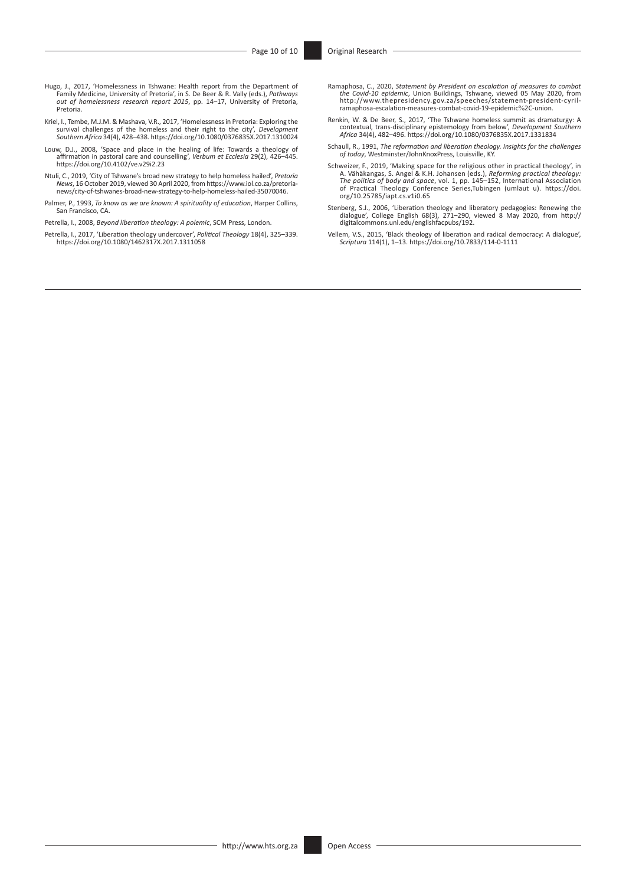Hugo, J., 2017, 'Homelessness in Tshwane: Health report from the Department of Family Medicine, University of Pretoria', in S. De Beer & R. Vally (eds.), *Pathways out of homelessness research report 2015*, pp. 14–17, University of Pretoria, Pretoria.

Kriel, I., Tembe, M.J.M. & Mashava, V.R., 2017, 'Homelessness in Pretoria: Exploring the survival challenges of the homeless and their right to the city', *Development Southern Africa* 34(4), 428–438. https://doi.org/10.1080/0376835X.2017.1310024

Louw, D.J., 2008, 'Space and place in the healing of life: Towards a theology of affirmation in pastoral care and counselling', *Verbum et Ecclesia* 29(2), 426–445. https://doi.org/10.4102/ve.v29i2.23

Ntuli, C., 2019, 'City of Tshwane's broad new strategy to help homeless hailed', *Pretoria News*, 16 October 2019, viewed 30 April 2020, from https://www.iol.co.za/pretoria-news/city-of-tshwanes-broad-new-strategy-to-help-homeless-hailed-35070046.

Palmer, P., 1993, *To know as we are known: A spirituality of education*, Harper Collins, San Francisco, CA.

Petrella, I., 2008, *Beyond liberation theology: A polemic*, SCM Press, London.

Petrella, I., 2017, 'Liberation theology undercover', *Political Theology* 18(4), 325–339. https://doi.org/10.1080/1462317X.2017.1311058

Ramaphosa, C., 2020, *Statement by President on escalation of measures to combat the Covid-10 epidemic*, Union Buildings, Tshwane, viewed 05 May 2020, from http://www.thepresidency.gov.za/speeches/statement-president-cyril-ramaphosa-escalation-measures-combat-covid-19-epidemic%2C-union.

Renkin, W. & De Beer, S., 2017, 'The Tshwane homeless summit as dramaturgy: A contextual, trans-disciplinary epistemology from below', *Development Southern Africa* 34(4), 482–496. https://doi.org/10.1080/0376835X.2017.1331834

Schaull, R., 1991, *The reformation and liberation theology. Insights for the challenges of today*, Westminster/JohnKnoxPress, Louisville, KY.

Schweizer, F., 2019, 'Making space for the religious other in practical theology', in A. Vähäkangas, S. Angel & K.H. Johansen (eds.), *Reforming practical theology: The politics of body and space*, vol. 1, pp. 145–152, International Association of Practical Theology Conference Series,Tubingen (umlaut u). https://doi.org/10.25785/iapt.cs.v1i0.65

Stenberg, S.J., 2006, 'Liberation theology and liberatory pedagogies: Renewing the dialogue', College English 68(3), 271–290, viewed 8 May 2020, from http://digitalcommons.unl.edu/englishfacpubs/192.

Vellem, V.S., 2015, 'Black theology of liberation and radical democracy: A dialogue', *Scriptura* 114(1), 1–13. https://doi.org/10.7833/114-0-1111